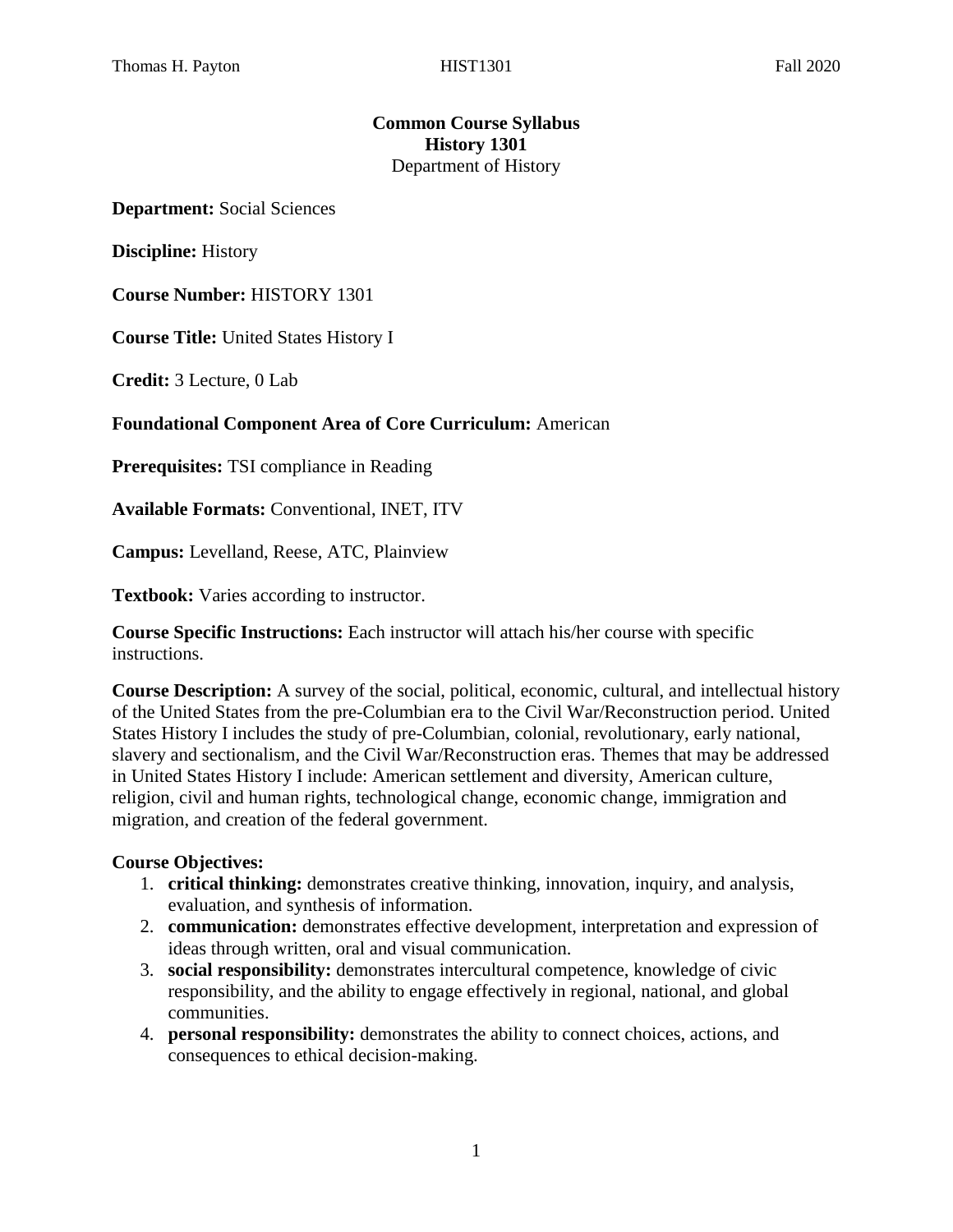# Common Course Syllabus
## History 1301
### Department of History

**Department:** Social Sciences

**Discipline:** History

**Course Number:** HISTORY 1301

**Course Title:** United States History I

**Credit:** 3 Lecture, 0 Lab

**Foundational Component Area of Core Curriculum:** American

**Prerequisites:** TSI compliance in Reading

**Available Formats:** Conventional, INET, ITV

**Campus:** Levelland, Reese, ATC, Plainview

**Textbook:** Varies according to instructor.

**Course Specific Instructions:** Each instructor will attach his/her course with specific instructions.

**Course Description:** A survey of the social, political, economic, cultural, and intellectual history of the United States from the pre-Columbian era to the Civil War/Reconstruction period. United States History I includes the study of pre-Columbian, colonial, revolutionary, early national, slavery and sectionalism, and the Civil War/Reconstruction eras. Themes that may be addressed in United States History I include: American settlement and diversity, American culture, religion, civil and human rights, technological change, economic change, immigration and migration, and creation of the federal government.

**Course Objectives:**

1. **critical thinking:** demonstrates creative thinking, innovation, inquiry, and analysis, evaluation, and synthesis of information.
2. **communication:** demonstrates effective development, interpretation and expression of ideas through written, oral and visual communication.
3. **social responsibility:** demonstrates intercultural competence, knowledge of civic responsibility, and the ability to engage effectively in regional, national, and global communities.
4. **personal responsibility:** demonstrates the ability to connect choices, actions, and consequences to ethical decision-making.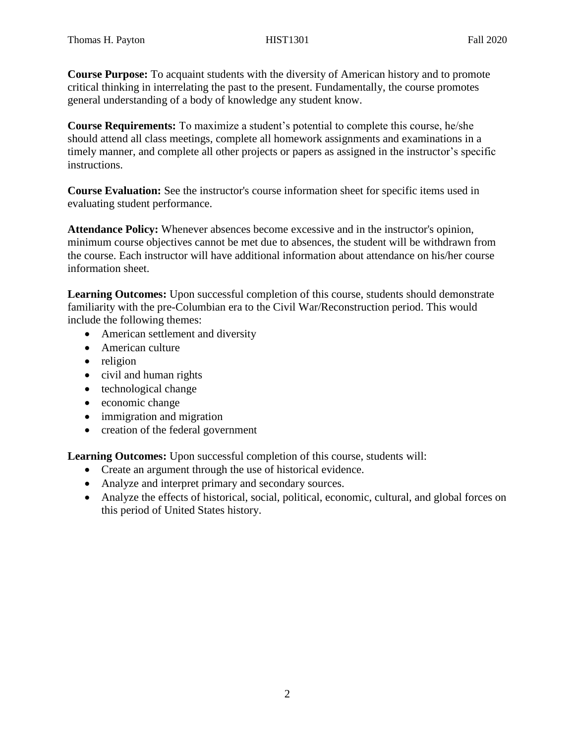**Course Purpose:** To acquaint students with the diversity of American history and to promote critical thinking in interrelating the past to the present. Fundamentally, the course promotes general understanding of a body of knowledge any student know.

**Course Requirements:** To maximize a student's potential to complete this course, he/she should attend all class meetings, complete all homework assignments and examinations in a timely manner, and complete all other projects or papers as assigned in the instructor's specific instructions.

**Course Evaluation:** See the instructor's course information sheet for specific items used in evaluating student performance.

**Attendance Policy:** Whenever absences become excessive and in the instructor's opinion, minimum course objectives cannot be met due to absences, the student will be withdrawn from the course. Each instructor will have additional information about attendance on his/her course information sheet.

**Learning Outcomes:** Upon successful completion of this course, students should demonstrate familiarity with the pre-Columbian era to the Civil War/Reconstruction period. This would include the following themes:

- American settlement and diversity
- American culture
- religion
- civil and human rights
- technological change
- economic change
- immigration and migration
- creation of the federal government

**Learning Outcomes:** Upon successful completion of this course, students will:

- Create an argument through the use of historical evidence.
- Analyze and interpret primary and secondary sources.
- Analyze the effects of historical, social, political, economic, cultural, and global forces on this period of United States history.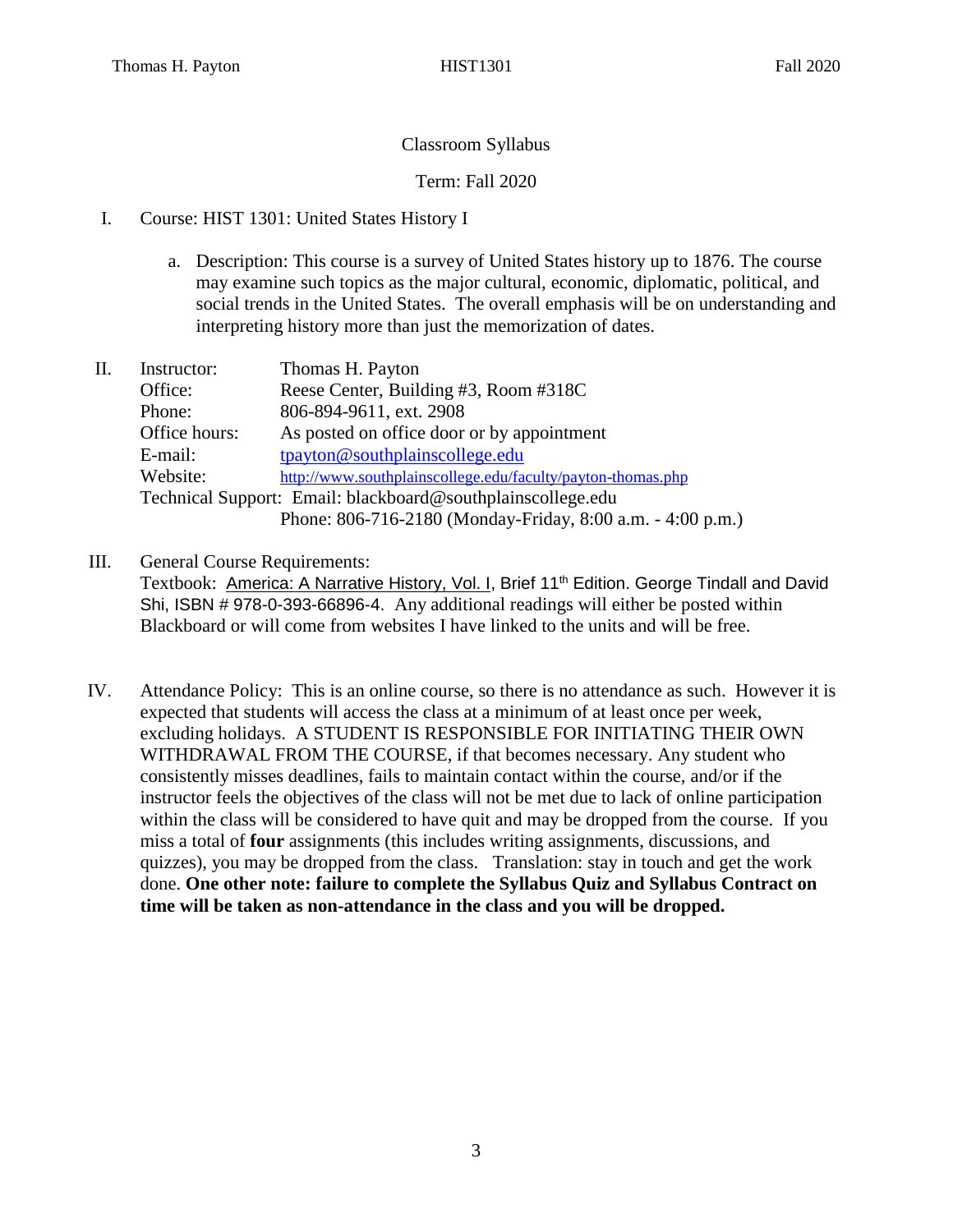Classroom Syllabus

Term: Fall 2020

I. Course: HIST 1301: United States History I

   a. Description: This course is a survey of United States history up to 1876. The course may examine such topics as the major cultural, economic, diplomatic, political, and social trends in the United States. The overall emphasis will be on understanding and interpreting history more than just the memorization of dates.

II. Instructor: Thomas H. Payton

| | |
|---|---|
| Instructor: | Thomas H. Payton |
| Office: | Reese Center, Building #3, Room #318C |
| Phone: | 806-894-9611, ext. 2908 |
| Office hours: | As posted on office door or by appointment |
| E-mail: | tpayton@southplainscollege.edu |
| Website: | http://www.southplainscollege.edu/faculty/payton-thomas.php |
| Technical Support: | Email: blackboard@southplainscollege.edu |
| | Phone: 806-716-2180 (Monday-Friday, 8:00 a.m. - 4:00 p.m.) |

III. General Course Requirements:
Textbook: America: A Narrative History, Vol. I, Brief 11th Edition. George Tindall and David Shi, ISBN # 978-0-393-66896-4. Any additional readings will either be posted within Blackboard or will come from websites I have linked to the units and will be free.

IV. Attendance Policy: This is an online course, so there is no attendance as such. However it is expected that students will access the class at a minimum of at least once per week, excluding holidays. A STUDENT IS RESPONSIBLE FOR INITIATING THEIR OWN WITHDRAWAL FROM THE COURSE, if that becomes necessary. Any student who consistently misses deadlines, fails to maintain contact within the course, and/or if the instructor feels the objectives of the class will not be met due to lack of online participation within the class will be considered to have quit and may be dropped from the course. If you miss a total of **four** assignments (this includes writing assignments, discussions, and quizzes), you may be dropped from the class. Translation: stay in touch and get the work done. **One other note: failure to complete the Syllabus Quiz and Syllabus Contract on time will be taken as non-attendance in the class and you will be dropped.**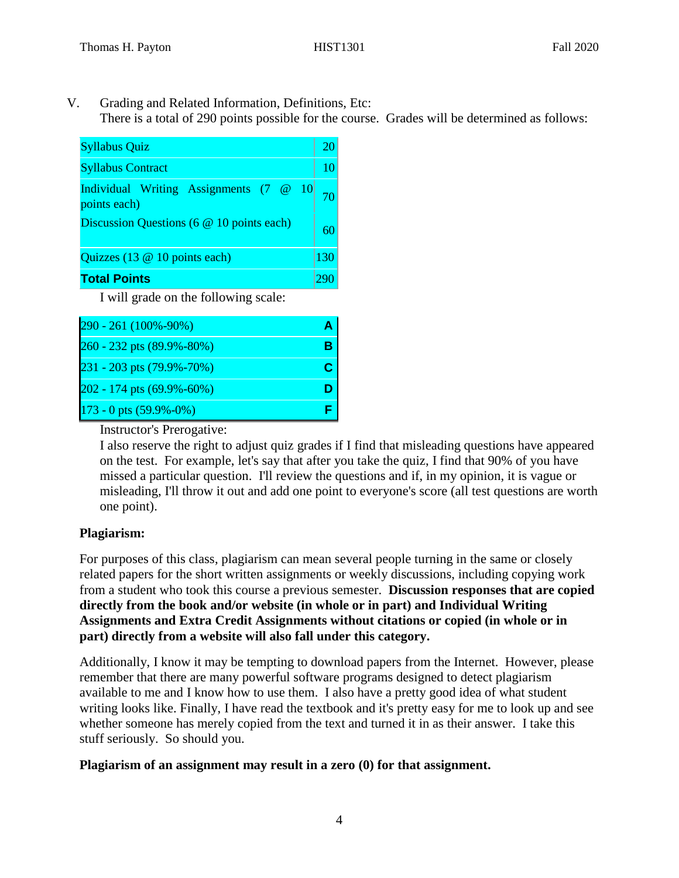V. Grading and Related Information, Definitions, Etc:

There is a total of 290 points possible for the course. Grades will be determined as follows:

| | |
|---|---|
| Syllabus Quiz | 20 |
| Syllabus Contract | 10 |
| Individual Writing Assignments (7 @ 10 points each) | 70 |
| Discussion Questions (6 @ 10 points each) | 60 |
| Quizzes (13 @ 10 points each) | 130 |
| **Total Points** | 290 |

I will grade on the following scale:

| | |
|---|---|
| 290 - 261 (100%-90%) | **A** |
| 260 - 232 pts (89.9%-80%) | **B** |
| 231 - 203 pts (79.9%-70%) | **C** |
| 202 - 174 pts (69.9%-60%) | **D** |
| 173 - 0 pts (59.9%-0%) | **F** |

Instructor's Prerogative:

I also reserve the right to adjust quiz grades if I find that misleading questions have appeared on the test. For example, let's say that after you take the quiz, I find that 90% of you have missed a particular question. I'll review the questions and if, in my opinion, it is vague or misleading, I'll throw it out and add one point to everyone's score (all test questions are worth one point).

**Plagiarism:**

For purposes of this class, plagiarism can mean several people turning in the same or closely related papers for the short written assignments or weekly discussions, including copying work from a student who took this course a previous semester. **Discussion responses that are copied directly from the book and/or website (in whole or in part) and Individual Writing Assignments and Extra Credit Assignments without citations or copied (in whole or in part) directly from a website will also fall under this category.**

Additionally, I know it may be tempting to download papers from the Internet. However, please remember that there are many powerful software programs designed to detect plagiarism available to me and I know how to use them. I also have a pretty good idea of what student writing looks like. Finally, I have read the textbook and it's pretty easy for me to look up and see whether someone has merely copied from the text and turned it in as their answer. I take this stuff seriously. So should you.

**Plagiarism of an assignment may result in a zero (0) for that assignment.**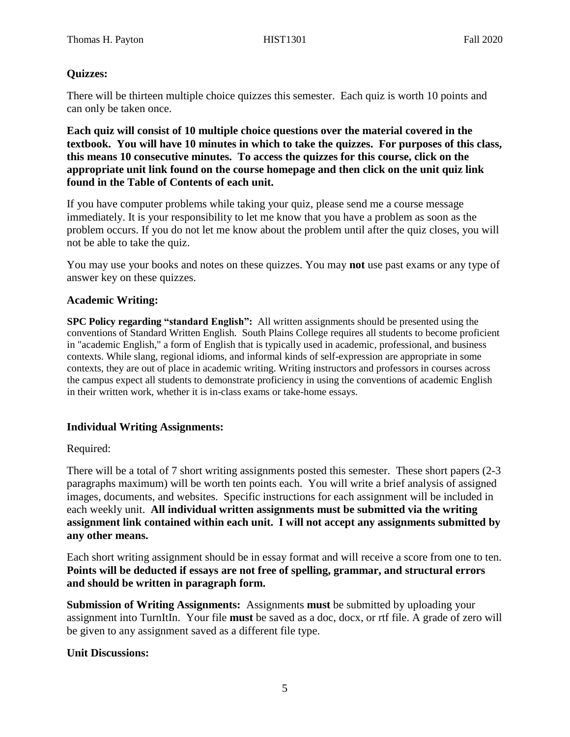### Quizzes:

There will be thirteen multiple choice quizzes this semester. Each quiz is worth 10 points and can only be taken once.

**Each quiz will consist of 10 multiple choice questions over the material covered in the textbook. You will have 10 minutes in which to take the quizzes. For purposes of this class, this means 10 consecutive minutes. To access the quizzes for this course, click on the appropriate unit link found on the course homepage and then click on the unit quiz link found in the Table of Contents of each unit.**

If you have computer problems while taking your quiz, please send me a course message immediately. It is your responsibility to let me know that you have a problem as soon as the problem occurs. If you do not let me know about the problem until after the quiz closes, you will not be able to take the quiz.

You may use your books and notes on these quizzes. You may **not** use past exams or any type of answer key on these quizzes.

### Academic Writing:

**SPC Policy regarding "standard English":** All written assignments should be presented using the conventions of Standard Written English. South Plains College requires all students to become proficient in "academic English," a form of English that is typically used in academic, professional, and business contexts. While slang, regional idioms, and informal kinds of self-expression are appropriate in some contexts, they are out of place in academic writing. Writing instructors and professors in courses across the campus expect all students to demonstrate proficiency in using the conventions of academic English in their written work, whether it is in-class exams or take-home essays.

### Individual Writing Assignments:

Required:

There will be a total of 7 short writing assignments posted this semester. These short papers (2-3 paragraphs maximum) will be worth ten points each. You will write a brief analysis of assigned images, documents, and websites. Specific instructions for each assignment will be included in each weekly unit. **All individual written assignments must be submitted via the writing assignment link contained within each unit. I will not accept any assignments submitted by any other means.**

Each short writing assignment should be in essay format and will receive a score from one to ten. **Points will be deducted if essays are not free of spelling, grammar, and structural errors and should be written in paragraph form.**

**Submission of Writing Assignments:** Assignments **must** be submitted by uploading your assignment into TurnItIn. Your file **must** be saved as a doc, docx, or rtf file. A grade of zero will be given to any assignment saved as a different file type.

### Unit Discussions: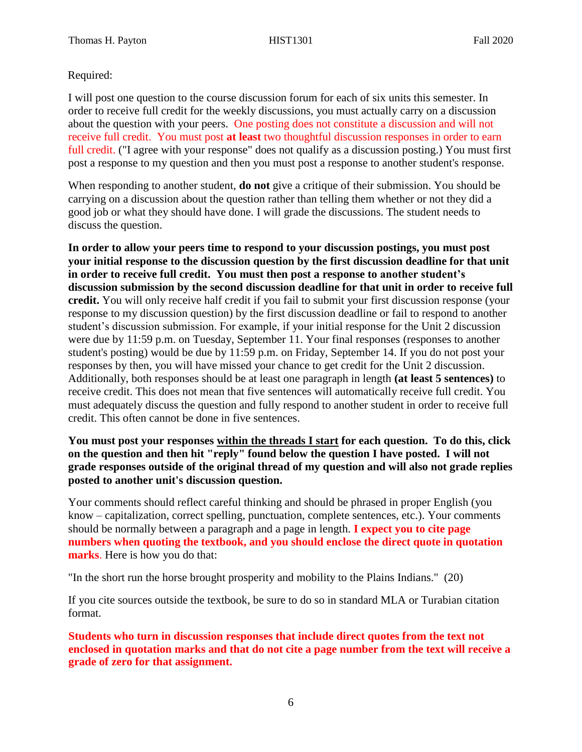Required:

I will post one question to the course discussion forum for each of six units this semester. In order to receive full credit for the weekly discussions, you must actually carry on a discussion about the question with your peers. One posting does not constitute a discussion and will not receive full credit. You must post **at least** two thoughtful discussion responses in order to earn full credit. ("I agree with your response" does not qualify as a discussion posting.) You must first post a response to my question and then you must post a response to another student's response.

When responding to another student, **do not** give a critique of their submission. You should be carrying on a discussion about the question rather than telling them whether or not they did a good job or what they should have done. I will grade the discussions. The student needs to discuss the question.

**In order to allow your peers time to respond to your discussion postings, you must post your initial response to the discussion question by the first discussion deadline for that unit in order to receive full credit. You must then post a response to another student's discussion submission by the second discussion deadline for that unit in order to receive full credit.** You will only receive half credit if you fail to submit your first discussion response (your response to my discussion question) by the first discussion deadline or fail to respond to another student's discussion submission. For example, if your initial response for the Unit 2 discussion were due by 11:59 p.m. on Tuesday, September 11. Your final responses (responses to another student's posting) would be due by 11:59 p.m. on Friday, September 14. If you do not post your responses by then, you will have missed your chance to get credit for the Unit 2 discussion. Additionally, both responses should be at least one paragraph in length **(at least 5 sentences)** to receive credit. This does not mean that five sentences will automatically receive full credit. You must adequately discuss the question and fully respond to another student in order to receive full credit. This often cannot be done in five sentences.

**You must post your responses <u>within the threads I start</u> for each question. To do this, click on the question and then hit "reply" found below the question I have posted. I will not grade responses outside of the original thread of my question and will also not grade replies posted to another unit's discussion question.**

Your comments should reflect careful thinking and should be phrased in proper English (you know – capitalization, correct spelling, punctuation, complete sentences, etc.). Your comments should be normally between a paragraph and a page in length. **I expect you to cite page numbers when quoting the textbook, and you should enclose the direct quote in quotation marks**. Here is how you do that:

"In the short run the horse brought prosperity and mobility to the Plains Indians." (20)

If you cite sources outside the textbook, be sure to do so in standard MLA or Turabian citation format.

**Students who turn in discussion responses that include direct quotes from the text not enclosed in quotation marks and that do not cite a page number from the text will receive a grade of zero for that assignment.**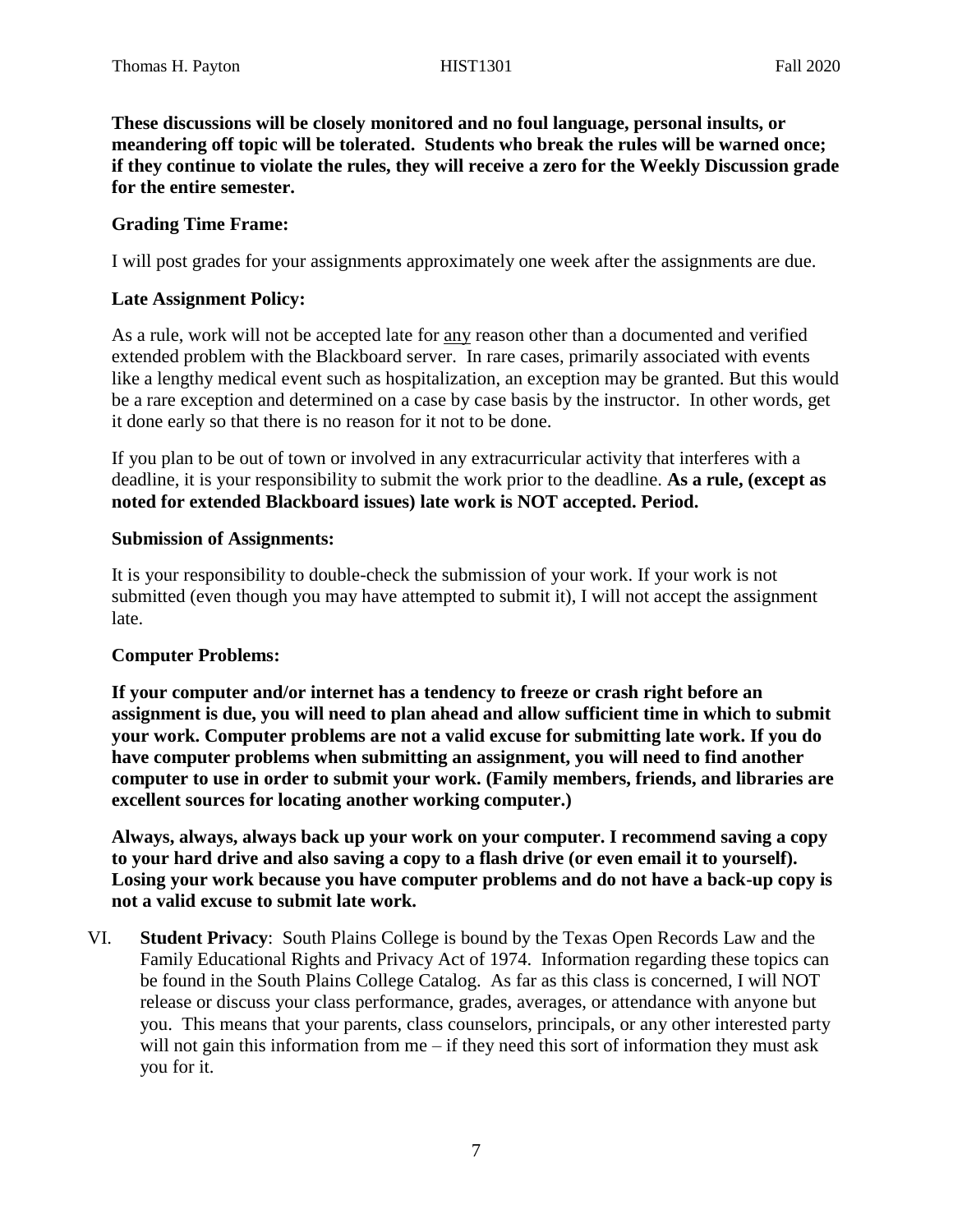**These discussions will be closely monitored and no foul language, personal insults, or meandering off topic will be tolerated. Students who break the rules will be warned once; if they continue to violate the rules, they will receive a zero for the Weekly Discussion grade for the entire semester.**

**Grading Time Frame:**

I will post grades for your assignments approximately one week after the assignments are due.

**Late Assignment Policy:**

As a rule, work will not be accepted late for <u>any</u> reason other than a documented and verified extended problem with the Blackboard server. In rare cases, primarily associated with events like a lengthy medical event such as hospitalization, an exception may be granted. But this would be a rare exception and determined on a case by case basis by the instructor. In other words, get it done early so that there is no reason for it not to be done.

If you plan to be out of town or involved in any extracurricular activity that interferes with a deadline, it is your responsibility to submit the work prior to the deadline. **As a rule, (except as noted for extended Blackboard issues) late work is NOT accepted. Period.**

**Submission of Assignments:**

It is your responsibility to double-check the submission of your work. If your work is not submitted (even though you may have attempted to submit it), I will not accept the assignment late.

**Computer Problems:**

**If your computer and/or internet has a tendency to freeze or crash right before an assignment is due, you will need to plan ahead and allow sufficient time in which to submit your work. Computer problems are not a valid excuse for submitting late work. If you do have computer problems when submitting an assignment, you will need to find another computer to use in order to submit your work. (Family members, friends, and libraries are excellent sources for locating another working computer.)**

**Always, always, always back up your work on your computer. I recommend saving a copy to your hard drive and also saving a copy to a flash drive (or even email it to yourself). Losing your work because you have computer problems and do not have a back-up copy is not a valid excuse to submit late work.**

VI. **Student Privacy**: South Plains College is bound by the Texas Open Records Law and the Family Educational Rights and Privacy Act of 1974. Information regarding these topics can be found in the South Plains College Catalog. As far as this class is concerned, I will NOT release or discuss your class performance, grades, averages, or attendance with anyone but you. This means that your parents, class counselors, principals, or any other interested party will not gain this information from me – if they need this sort of information they must ask you for it.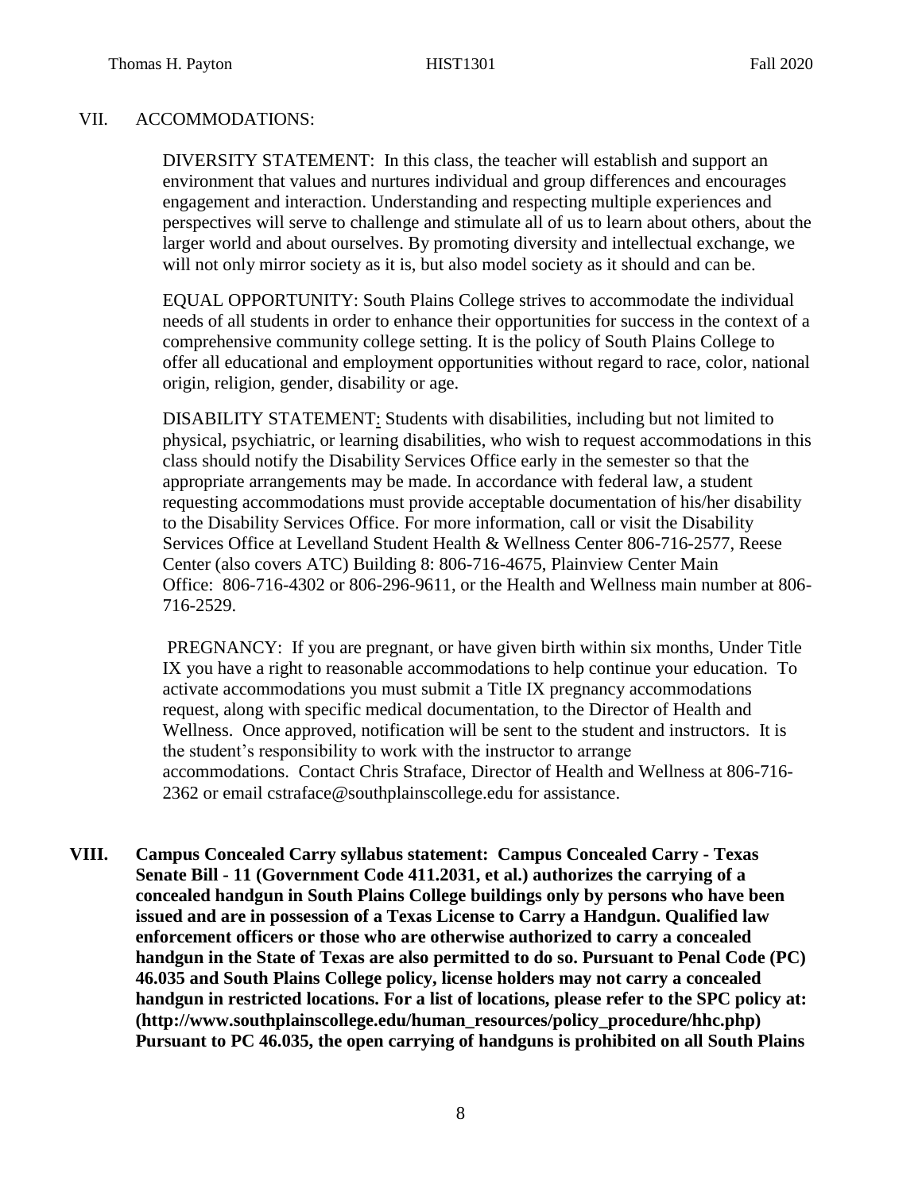## VII. ACCOMMODATIONS:

DIVERSITY STATEMENT: In this class, the teacher will establish and support an environment that values and nurtures individual and group differences and encourages engagement and interaction. Understanding and respecting multiple experiences and perspectives will serve to challenge and stimulate all of us to learn about others, about the larger world and about ourselves. By promoting diversity and intellectual exchange, we will not only mirror society as it is, but also model society as it should and can be.

EQUAL OPPORTUNITY: South Plains College strives to accommodate the individual needs of all students in order to enhance their opportunities for success in the context of a comprehensive community college setting. It is the policy of South Plains College to offer all educational and employment opportunities without regard to race, color, national origin, religion, gender, disability or age.

DISABILITY STATEMENT: Students with disabilities, including but not limited to physical, psychiatric, or learning disabilities, who wish to request accommodations in this class should notify the Disability Services Office early in the semester so that the appropriate arrangements may be made. In accordance with federal law, a student requesting accommodations must provide acceptable documentation of his/her disability to the Disability Services Office. For more information, call or visit the Disability Services Office at Levelland Student Health & Wellness Center 806-716-2577, Reese Center (also covers ATC) Building 8: 806-716-4675, Plainview Center Main Office: 806-716-4302 or 806-296-9611, or the Health and Wellness main number at 806-716-2529.

PREGNANCY: If you are pregnant, or have given birth within six months, Under Title IX you have a right to reasonable accommodations to help continue your education. To activate accommodations you must submit a Title IX pregnancy accommodations request, along with specific medical documentation, to the Director of Health and Wellness. Once approved, notification will be sent to the student and instructors. It is the student's responsibility to work with the instructor to arrange accommodations. Contact Chris Straface, Director of Health and Wellness at 806-716-2362 or email cstraface@southplainscollege.edu for assistance.

## VIII. Campus Concealed Carry syllabus statement:

**Campus Concealed Carry - Texas Senate Bill - 11 (Government Code 411.2031, et al.) authorizes the carrying of a concealed handgun in South Plains College buildings only by persons who have been issued and are in possession of a Texas License to Carry a Handgun. Qualified law enforcement officers or those who are otherwise authorized to carry a concealed handgun in the State of Texas are also permitted to do so. Pursuant to Penal Code (PC) 46.035 and South Plains College policy, license holders may not carry a concealed handgun in restricted locations. For a list of locations, please refer to the SPC policy at: (http://www.southplainscollege.edu/human_resources/policy_procedure/hhc.php) Pursuant to PC 46.035, the open carrying of handguns is prohibited on all South Plains**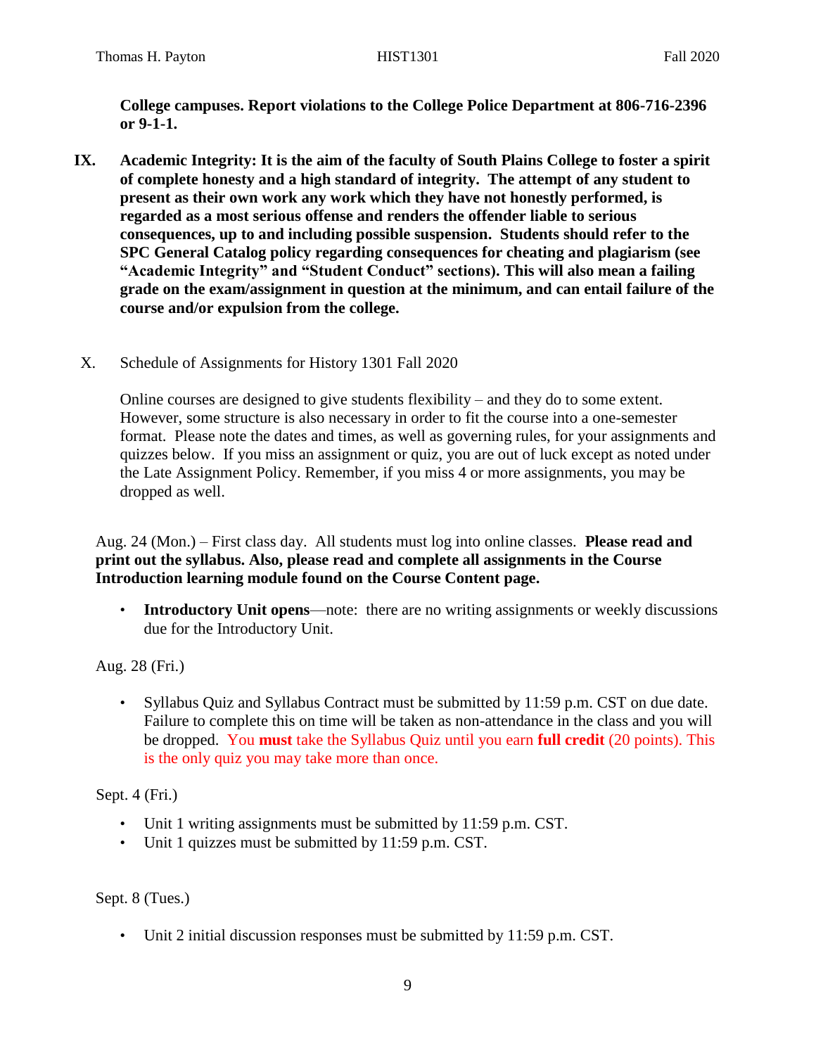**College campuses. Report violations to the College Police Department at 806-716-2396 or 9-1-1.**

IX. **Academic Integrity: It is the aim of the faculty of South Plains College to foster a spirit of complete honesty and a high standard of integrity. The attempt of any student to present as their own work any work which they have not honestly performed, is regarded as a most serious offense and renders the offender liable to serious consequences, up to and including possible suspension. Students should refer to the SPC General Catalog policy regarding consequences for cheating and plagiarism (see "Academic Integrity" and "Student Conduct" sections). This will also mean a failing grade on the exam/assignment in question at the minimum, and can entail failure of the course and/or expulsion from the college.**

X. Schedule of Assignments for History 1301 Fall 2020

Online courses are designed to give students flexibility – and they do to some extent. However, some structure is also necessary in order to fit the course into a one-semester format. Please note the dates and times, as well as governing rules, for your assignments and quizzes below. If you miss an assignment or quiz, you are out of luck except as noted under the Late Assignment Policy. Remember, if you miss 4 or more assignments, you may be dropped as well.

Aug. 24 (Mon.) – First class day. All students must log into online classes. **Please read and print out the syllabus. Also, please read and complete all assignments in the Course Introduction learning module found on the Course Content page.**

- **Introductory Unit opens**—note: there are no writing assignments or weekly discussions due for the Introductory Unit.

Aug. 28 (Fri.)

- Syllabus Quiz and Syllabus Contract must be submitted by 11:59 p.m. CST on due date. Failure to complete this on time will be taken as non-attendance in the class and you will be dropped. You **must** take the Syllabus Quiz until you earn **full credit** (20 points). This is the only quiz you may take more than once.

Sept. 4 (Fri.)

- Unit 1 writing assignments must be submitted by 11:59 p.m. CST.
- Unit 1 quizzes must be submitted by 11:59 p.m. CST.

Sept. 8 (Tues.)

- Unit 2 initial discussion responses must be submitted by 11:59 p.m. CST.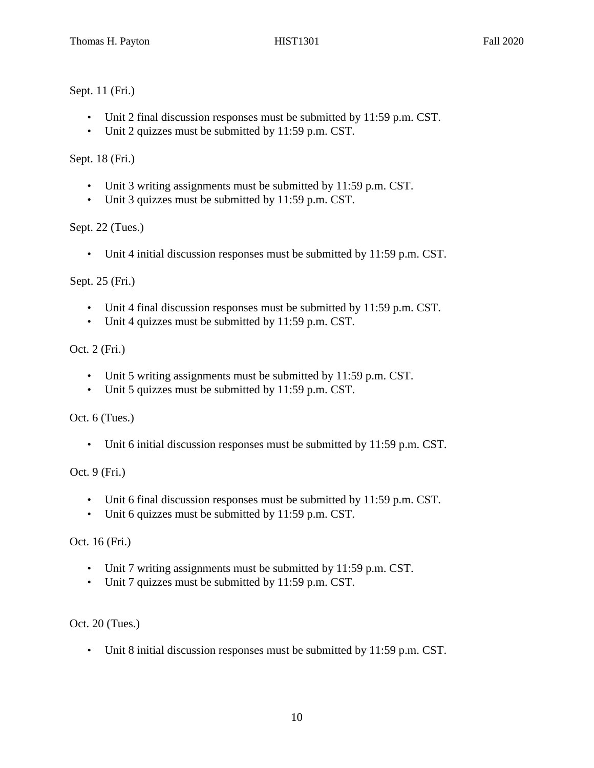Sept. 11 (Fri.)

- Unit 2 final discussion responses must be submitted by 11:59 p.m. CST.
- Unit 2 quizzes must be submitted by 11:59 p.m. CST.

Sept. 18 (Fri.)

- Unit 3 writing assignments must be submitted by 11:59 p.m. CST.
- Unit 3 quizzes must be submitted by 11:59 p.m. CST.

Sept. 22 (Tues.)

- Unit 4 initial discussion responses must be submitted by 11:59 p.m. CST.

Sept. 25 (Fri.)

- Unit 4 final discussion responses must be submitted by 11:59 p.m. CST.
- Unit 4 quizzes must be submitted by 11:59 p.m. CST.

Oct. 2 (Fri.)

- Unit 5 writing assignments must be submitted by 11:59 p.m. CST.
- Unit 5 quizzes must be submitted by 11:59 p.m. CST.

Oct. 6 (Tues.)

- Unit 6 initial discussion responses must be submitted by 11:59 p.m. CST.

Oct. 9 (Fri.)

- Unit 6 final discussion responses must be submitted by 11:59 p.m. CST.
- Unit 6 quizzes must be submitted by 11:59 p.m. CST.

Oct. 16 (Fri.)

- Unit 7 writing assignments must be submitted by 11:59 p.m. CST.
- Unit 7 quizzes must be submitted by 11:59 p.m. CST.

Oct. 20 (Tues.)

- Unit 8 initial discussion responses must be submitted by 11:59 p.m. CST.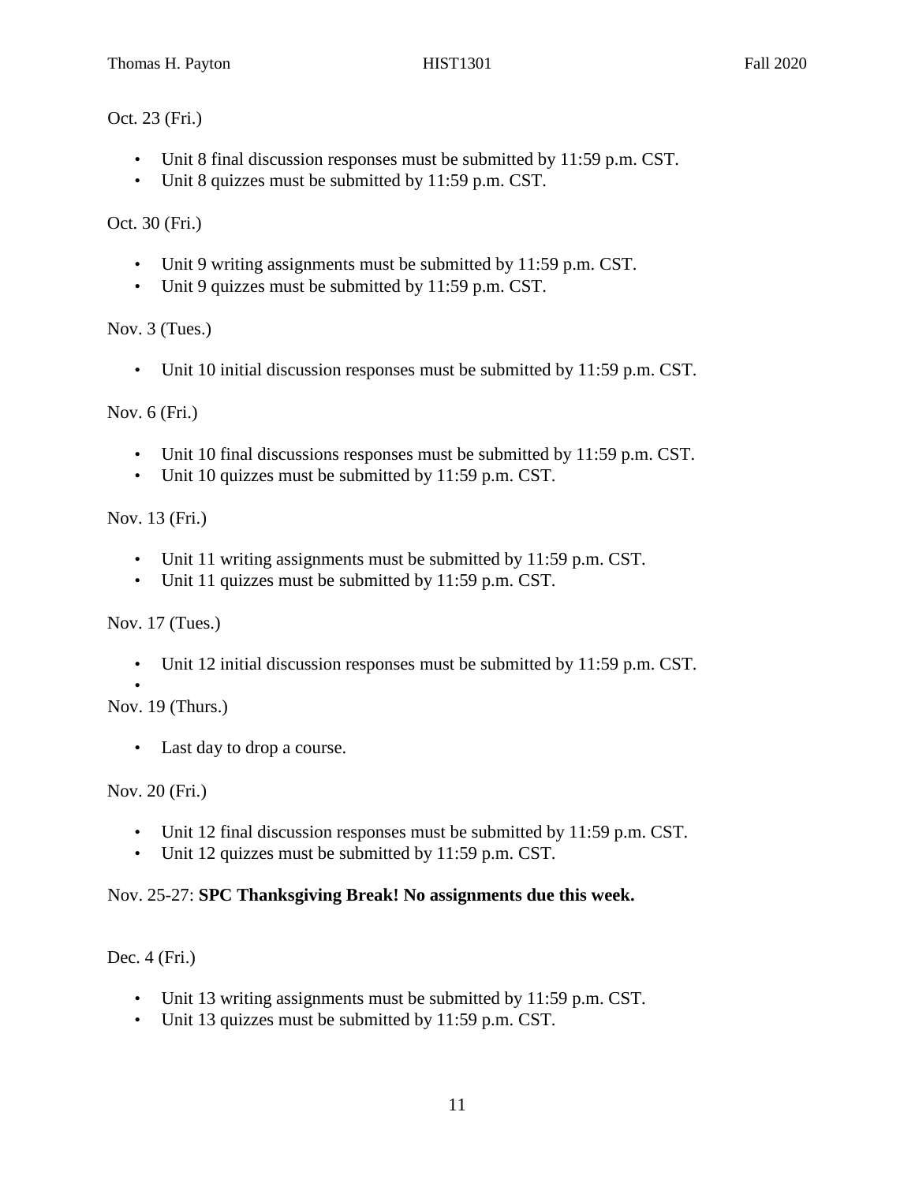Oct. 23 (Fri.)

- Unit 8 final discussion responses must be submitted by 11:59 p.m. CST.
- Unit 8 quizzes must be submitted by 11:59 p.m. CST.

Oct. 30 (Fri.)

- Unit 9 writing assignments must be submitted by 11:59 p.m. CST.
- Unit 9 quizzes must be submitted by 11:59 p.m. CST.

Nov. 3 (Tues.)

- Unit 10 initial discussion responses must be submitted by 11:59 p.m. CST.

Nov. 6 (Fri.)

- Unit 10 final discussions responses must be submitted by 11:59 p.m. CST.
- Unit 10 quizzes must be submitted by 11:59 p.m. CST.

Nov. 13 (Fri.)

- Unit 11 writing assignments must be submitted by 11:59 p.m. CST.
- Unit 11 quizzes must be submitted by 11:59 p.m. CST.

Nov. 17 (Tues.)

- Unit 12 initial discussion responses must be submitted by 11:59 p.m. CST.

Nov. 19 (Thurs.)

- Last day to drop a course.

Nov. 20 (Fri.)

- Unit 12 final discussion responses must be submitted by 11:59 p.m. CST.
- Unit 12 quizzes must be submitted by 11:59 p.m. CST.

Nov. 25-27: **SPC Thanksgiving Break! No assignments due this week.**

Dec. 4 (Fri.)

- Unit 13 writing assignments must be submitted by 11:59 p.m. CST.
- Unit 13 quizzes must be submitted by 11:59 p.m. CST.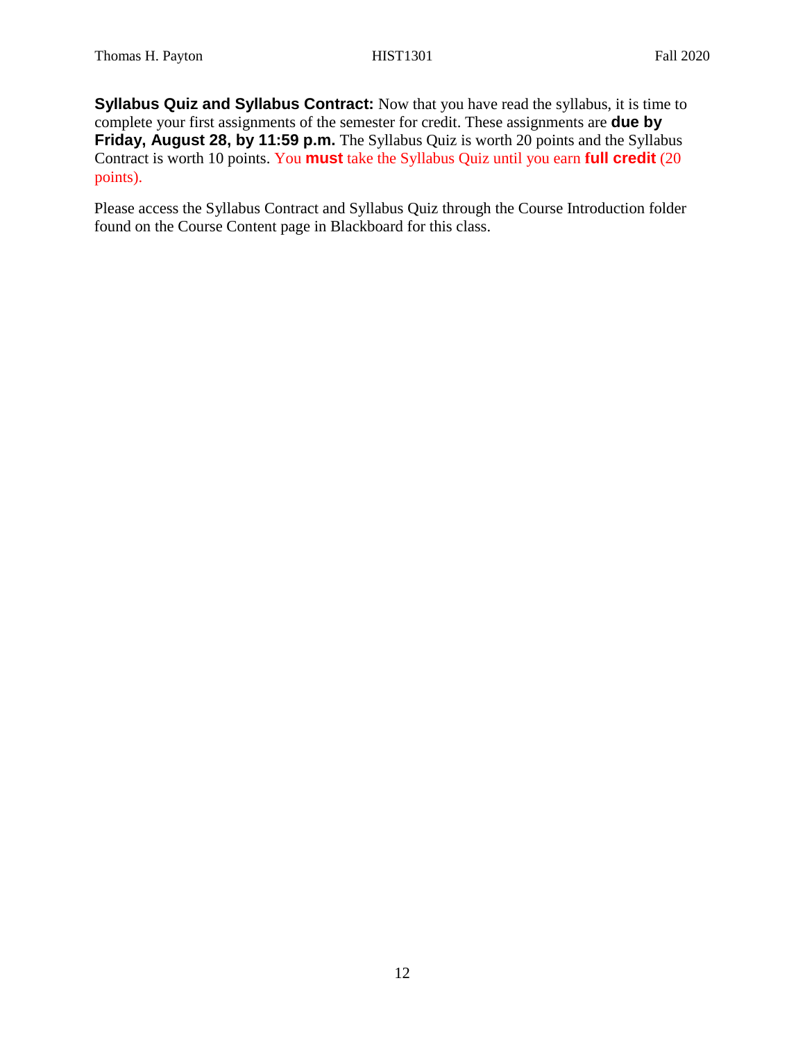**Syllabus Quiz and Syllabus Contract:** Now that you have read the syllabus, it is time to complete your first assignments of the semester for credit. These assignments are **due by Friday, August 28, by 11:59 p.m.** The Syllabus Quiz is worth 20 points and the Syllabus Contract is worth 10 points. You **must** take the Syllabus Quiz until you earn **full credit** (20 points).

Please access the Syllabus Contract and Syllabus Quiz through the Course Introduction folder found on the Course Content page in Blackboard for this class.